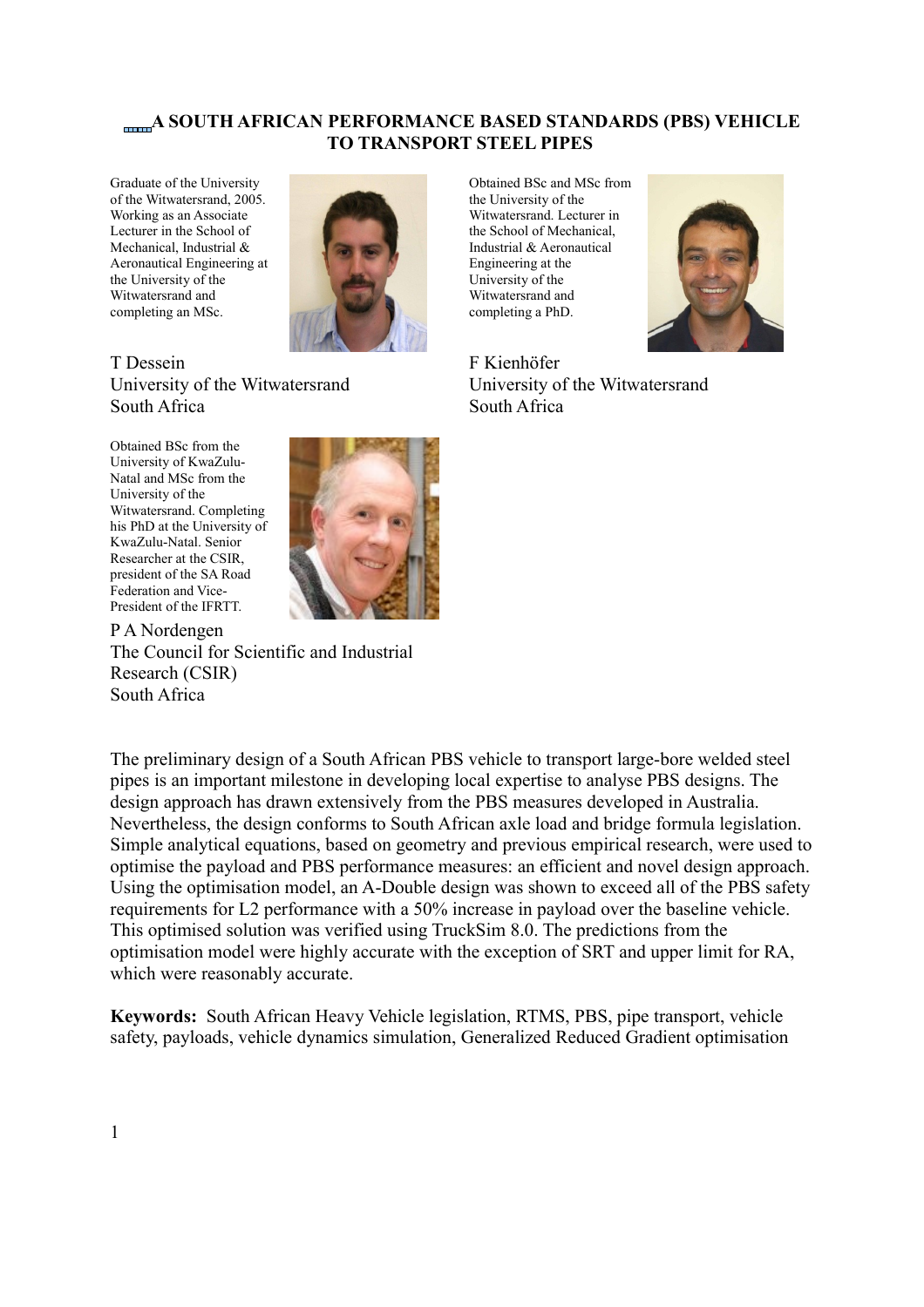# A SOUTH AFRICAN PERFORMANCE BASED STANDARDS (PBS) VEHICLE TO TRANSPORT STEEL PIPES

Graduate of the University of the Witwatersrand, 2005. Working as an Associate Lecturer in the School of Mechanical, Industrial & Aeronautical Engineering at the University of the Witwatersrand and completing an MSc.

T Dessein
University of the Witwatersrand
South Africa

Obtained BSc and MSc from the University of the Witwatersrand. Lecturer in the School of Mechanical, Industrial & Aeronautical Engineering at the University of the Witwatersrand and completing a PhD.

F Kienhöfer
University of the Witwatersrand
South Africa

Obtained BSc from the University of KwaZulu-Natal and MSc from the University of the Witwatersrand. Completing his PhD at the University of KwaZulu-Natal. Senior Researcher at the CSIR, president of the SA Road Federation and Vice-President of the IFRTT.

P A Nordengen
The Council for Scientific and Industrial Research (CSIR)
South Africa

The preliminary design of a South African PBS vehicle to transport large-bore welded steel pipes is an important milestone in developing local expertise to analyse PBS designs. The design approach has drawn extensively from the PBS measures developed in Australia. Nevertheless, the design conforms to South African axle load and bridge formula legislation. Simple analytical equations, based on geometry and previous empirical research, were used to optimise the payload and PBS performance measures: an efficient and novel design approach. Using the optimisation model, an A-Double design was shown to exceed all of the PBS safety requirements for L2 performance with a 50% increase in payload over the baseline vehicle. This optimised solution was verified using TruckSim 8.0. The predictions from the optimisation model were highly accurate with the exception of SRT and upper limit for RA, which were reasonably accurate.

**Keywords:** South African Heavy Vehicle legislation, RTMS, PBS, pipe transport, vehicle safety, payloads, vehicle dynamics simulation, Generalized Reduced Gradient optimisation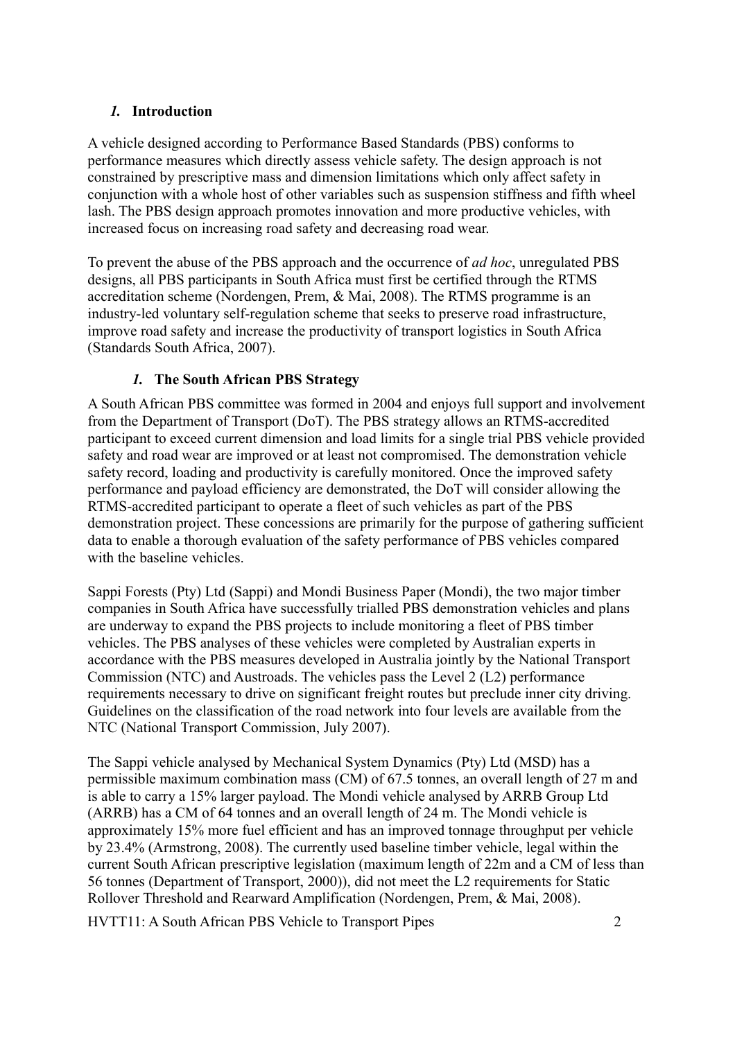## *1.* Introduction

A vehicle designed according to Performance Based Standards (PBS) conforms to performance measures which directly assess vehicle safety. The design approach is not constrained by prescriptive mass and dimension limitations which only affect safety in conjunction with a whole host of other variables such as suspension stiffness and fifth wheel lash. The PBS design approach promotes innovation and more productive vehicles, with increased focus on increasing road safety and decreasing road wear.

To prevent the abuse of the PBS approach and the occurrence of *ad hoc*, unregulated PBS designs, all PBS participants in South Africa must first be certified through the RTMS accreditation scheme (Nordengen, Prem, & Mai, 2008). The RTMS programme is an industry-led voluntary self-regulation scheme that seeks to preserve road infrastructure, improve road safety and increase the productivity of transport logistics in South Africa (Standards South Africa, 2007).

### *1.* The South African PBS Strategy

A South African PBS committee was formed in 2004 and enjoys full support and involvement from the Department of Transport (DoT). The PBS strategy allows an RTMS-accredited participant to exceed current dimension and load limits for a single trial PBS vehicle provided safety and road wear are improved or at least not compromised. The demonstration vehicle safety record, loading and productivity is carefully monitored. Once the improved safety performance and payload efficiency are demonstrated, the DoT will consider allowing the RTMS-accredited participant to operate a fleet of such vehicles as part of the PBS demonstration project. These concessions are primarily for the purpose of gathering sufficient data to enable a thorough evaluation of the safety performance of PBS vehicles compared with the baseline vehicles.

Sappi Forests (Pty) Ltd (Sappi) and Mondi Business Paper (Mondi), the two major timber companies in South Africa have successfully trialled PBS demonstration vehicles and plans are underway to expand the PBS projects to include monitoring a fleet of PBS timber vehicles. The PBS analyses of these vehicles were completed by Australian experts in accordance with the PBS measures developed in Australia jointly by the National Transport Commission (NTC) and Austroads. The vehicles pass the Level 2 (L2) performance requirements necessary to drive on significant freight routes but preclude inner city driving. Guidelines on the classification of the road network into four levels are available from the NTC (National Transport Commission, July 2007).

The Sappi vehicle analysed by Mechanical System Dynamics (Pty) Ltd (MSD) has a permissible maximum combination mass (CM) of 67.5 tonnes, an overall length of 27 m and is able to carry a 15% larger payload. The Mondi vehicle analysed by ARRB Group Ltd (ARRB) has a CM of 64 tonnes and an overall length of 24 m. The Mondi vehicle is approximately 15% more fuel efficient and has an improved tonnage throughput per vehicle by 23.4% (Armstrong, 2008). The currently used baseline timber vehicle, legal within the current South African prescriptive legislation (maximum length of 22m and a CM of less than 56 tonnes (Department of Transport, 2000)), did not meet the L2 requirements for Static Rollover Threshold and Rearward Amplification (Nordengen, Prem, & Mai, 2008).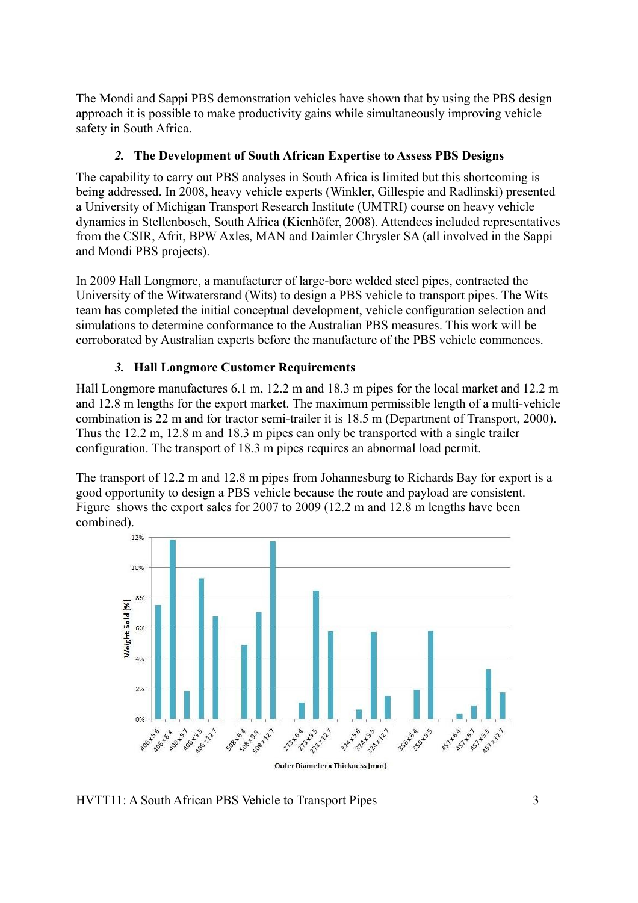The Mondi and Sappi PBS demonstration vehicles have shown that by using the PBS design approach it is possible to make productivity gains while simultaneously improving vehicle safety in South Africa.

### *2.* The Development of South African Expertise to Assess PBS Designs

The capability to carry out PBS analyses in South Africa is limited but this shortcoming is being addressed. In 2008, heavy vehicle experts (Winkler, Gillespie and Radlinski) presented a University of Michigan Transport Research Institute (UMTRI) course on heavy vehicle dynamics in Stellenbosch, South Africa (Kienhöfer, 2008). Attendees included representatives from the CSIR, Afrit, BPW Axles, MAN and Daimler Chrysler SA (all involved in the Sappi and Mondi PBS projects).

In 2009 Hall Longmore, a manufacturer of large-bore welded steel pipes, contracted the University of the Witwatersrand (Wits) to design a PBS vehicle to transport pipes. The Wits team has completed the initial conceptual development, vehicle configuration selection and simulations to determine conformance to the Australian PBS measures. This work will be corroborated by Australian experts before the manufacture of the PBS vehicle commences.

### *3.* Hall Longmore Customer Requirements

Hall Longmore manufactures 6.1 m, 12.2 m and 18.3 m pipes for the local market and 12.2 m and 12.8 m lengths for the export market. The maximum permissible length of a multi-vehicle combination is 22 m and for tractor semi-trailer it is 18.5 m (Department of Transport, 2000). Thus the 12.2 m, 12.8 m and 18.3 m pipes can only be transported with a single trailer configuration. The transport of 18.3 m pipes requires an abnormal load permit.

The transport of 12.2 m and 12.8 m pipes from Johannesburg to Richards Bay for export is a good opportunity to design a PBS vehicle because the route and payload are consistent. Figure shows the export sales for 2007 to 2009 (12.2 m and 12.8 m lengths have been combined).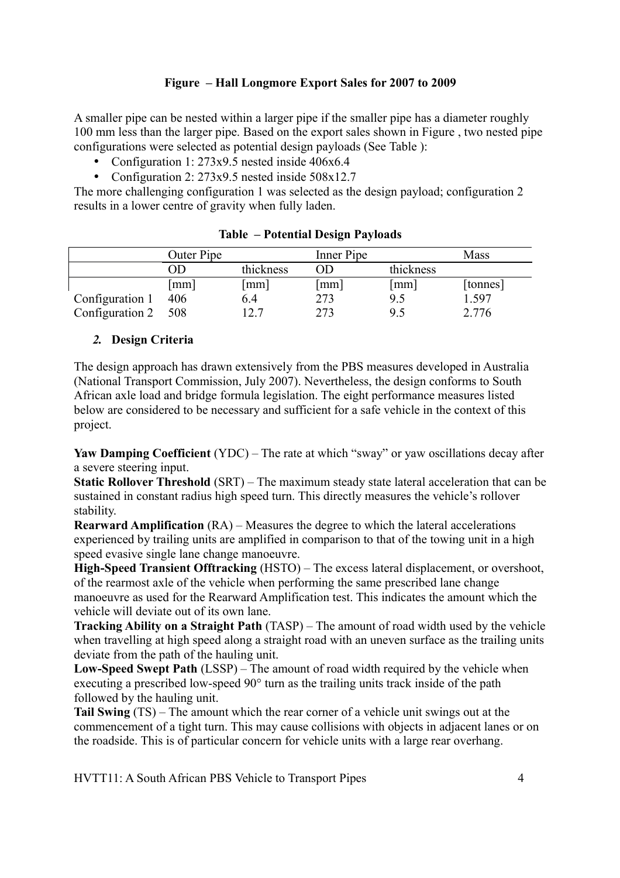**Figure – Hall Longmore Export Sales for 2007 to 2009**

A smaller pipe can be nested within a larger pipe if the smaller pipe has a diameter roughly 100 mm less than the larger pipe. Based on the export sales shown in Figure , two nested pipe configurations were selected as potential design payloads (See Table ):

- Configuration 1: 273x9.5 nested inside 406x6.4
- Configuration 2: 273x9.5 nested inside 508x12.7

The more challenging configuration 1 was selected as the design payload; configuration 2 results in a lower centre of gravity when fully laden.

**Table – Potential Design Payloads**

| | Outer Pipe | | Inner Pipe | | Mass |
|---|---|---|---|---|---|
| | OD | thickness | OD | thickness | |
| | [mm] | [mm] | [mm] | [mm] | [tonnes] |
| Configuration 1 | 406 | 6.4 | 273 | 9.5 | 1.597 |
| Configuration 2 | 508 | 12.7 | 273 | 9.5 | 2.776 |

## *2.* Design Criteria

The design approach has drawn extensively from the PBS measures developed in Australia (National Transport Commission, July 2007). Nevertheless, the design conforms to South African axle load and bridge formula legislation. The eight performance measures listed below are considered to be necessary and sufficient for a safe vehicle in the context of this project.

**Yaw Damping Coefficient** (YDC) – The rate at which "sway" or yaw oscillations decay after a severe steering input.

**Static Rollover Threshold** (SRT) – The maximum steady state lateral acceleration that can be sustained in constant radius high speed turn. This directly measures the vehicle's rollover stability.

**Rearward Amplification** (RA) – Measures the degree to which the lateral accelerations experienced by trailing units are amplified in comparison to that of the towing unit in a high speed evasive single lane change manoeuvre.

**High-Speed Transient Offtracking** (HSTO) – The excess lateral displacement, or overshoot, of the rearmost axle of the vehicle when performing the same prescribed lane change manoeuvre as used for the Rearward Amplification test. This indicates the amount which the vehicle will deviate out of its own lane.

**Tracking Ability on a Straight Path** (TASP) – The amount of road width used by the vehicle when travelling at high speed along a straight road with an uneven surface as the trailing units deviate from the path of the hauling unit.

**Low-Speed Swept Path** (LSSP) – The amount of road width required by the vehicle when executing a prescribed low-speed 90° turn as the trailing units track inside of the path followed by the hauling unit.

**Tail Swing** (TS) – The amount which the rear corner of a vehicle unit swings out at the commencement of a tight turn. This may cause collisions with objects in adjacent lanes or on the roadside. This is of particular concern for vehicle units with a large rear overhang.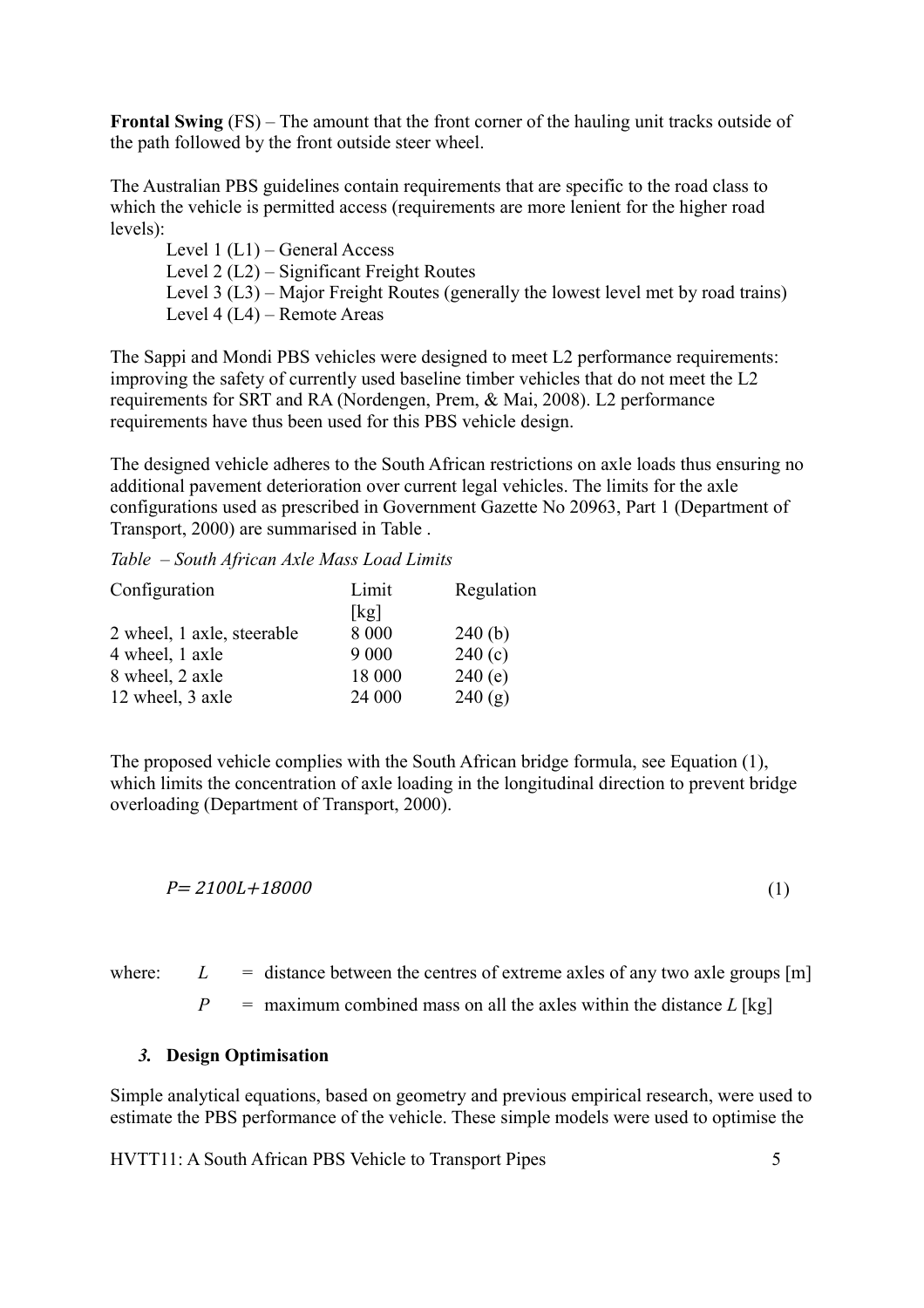**Frontal Swing** (FS) – The amount that the front corner of the hauling unit tracks outside of the path followed by the front outside steer wheel.

The Australian PBS guidelines contain requirements that are specific to the road class to which the vehicle is permitted access (requirements are more lenient for the higher road levels):

- Level 1 (L1) – General Access
- Level 2 (L2) – Significant Freight Routes
- Level 3 (L3) – Major Freight Routes (generally the lowest level met by road trains)
- Level 4 (L4) – Remote Areas

The Sappi and Mondi PBS vehicles were designed to meet L2 performance requirements: improving the safety of currently used baseline timber vehicles that do not meet the L2 requirements for SRT and RA (Nordengen, Prem, & Mai, 2008). L2 performance requirements have thus been used for this PBS vehicle design.

The designed vehicle adheres to the South African restrictions on axle loads thus ensuring no additional pavement deterioration over current legal vehicles. The limits for the axle configurations used as prescribed in Government Gazette No 20963, Part 1 (Department of Transport, 2000) are summarised in Table .

*Table – South African Axle Mass Load Limits*

| Configuration | Limit [kg] | Regulation |
|---|---|---|
| 2 wheel, 1 axle, steerable | 8 000 | 240 (b) |
| 4 wheel, 1 axle | 9 000 | 240 (c) |
| 8 wheel, 2 axle | 18 000 | 240 (e) |
| 12 wheel, 3 axle | 24 000 | 240 (g) |

The proposed vehicle complies with the South African bridge formula, see Equation (1), which limits the concentration of axle loading in the longitudinal direction to prevent bridge overloading (Department of Transport, 2000).

$$P = 2100L + 18000 \tag{1}$$

where:
- $L$ = distance between the centres of extreme axles of any two axle groups [m]
- $P$ = maximum combined mass on all the axles within the distance $L$ [kg]

## 3. Design Optimisation

Simple analytical equations, based on geometry and previous empirical research, were used to estimate the PBS performance of the vehicle. These simple models were used to optimise the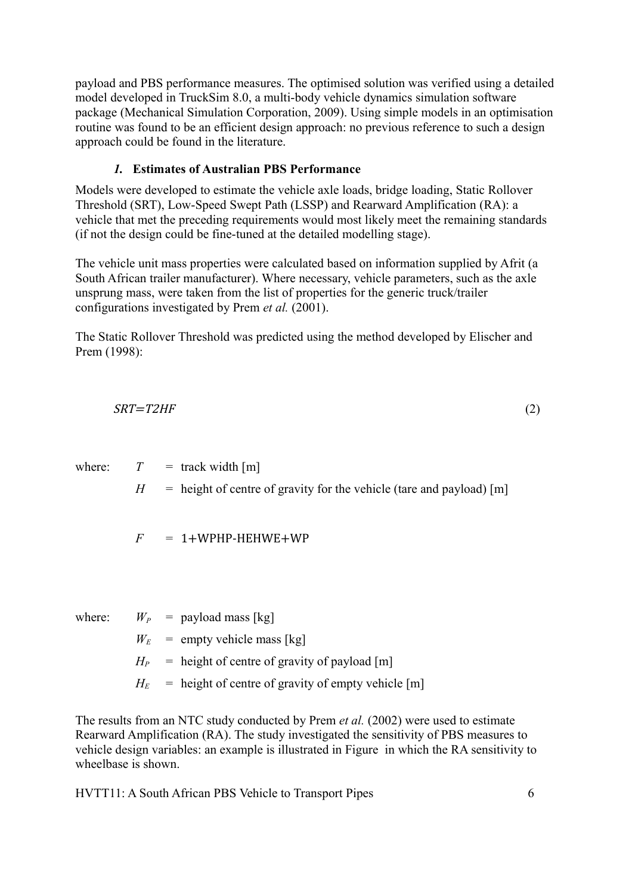payload and PBS performance measures. The optimised solution was verified using a detailed model developed in TruckSim 8.0, a multi-body vehicle dynamics simulation software package (Mechanical Simulation Corporation, 2009). Using simple models in an optimisation routine was found to be an efficient design approach: no previous reference to such a design approach could be found in the literature.

### *1.* Estimates of Australian PBS Performance

Models were developed to estimate the vehicle axle loads, bridge loading, Static Rollover Threshold (SRT), Low-Speed Swept Path (LSSP) and Rearward Amplification (RA): a vehicle that met the preceding requirements would most likely meet the remaining standards (if not the design could be fine-tuned at the detailed modelling stage).

The vehicle unit mass properties were calculated based on information supplied by Afrit (a South African trailer manufacturer). Where necessary, vehicle parameters, such as the axle unsprung mass, were taken from the list of properties for the generic truck/trailer configurations investigated by Prem *et al.* (2001).

The Static Rollover Threshold was predicted using the method developed by Elischer and Prem (1998):

$$SRT=T2HF \tag{2}$$

where: $T$ = track width [m]

$H$ = height of centre of gravity for the vehicle (tare and payload) [m]

$F$ = $1+WPHP\text{-}HEHWE+WP$

where: $W_P$ = payload mass [kg]

$W_E$ = empty vehicle mass [kg]

$H_P$ = height of centre of gravity of payload [m]

$H_E$ = height of centre of gravity of empty vehicle [m]

The results from an NTC study conducted by Prem *et al.* (2002) were used to estimate Rearward Amplification (RA). The study investigated the sensitivity of PBS measures to vehicle design variables: an example is illustrated in Figure in which the RA sensitivity to wheelbase is shown.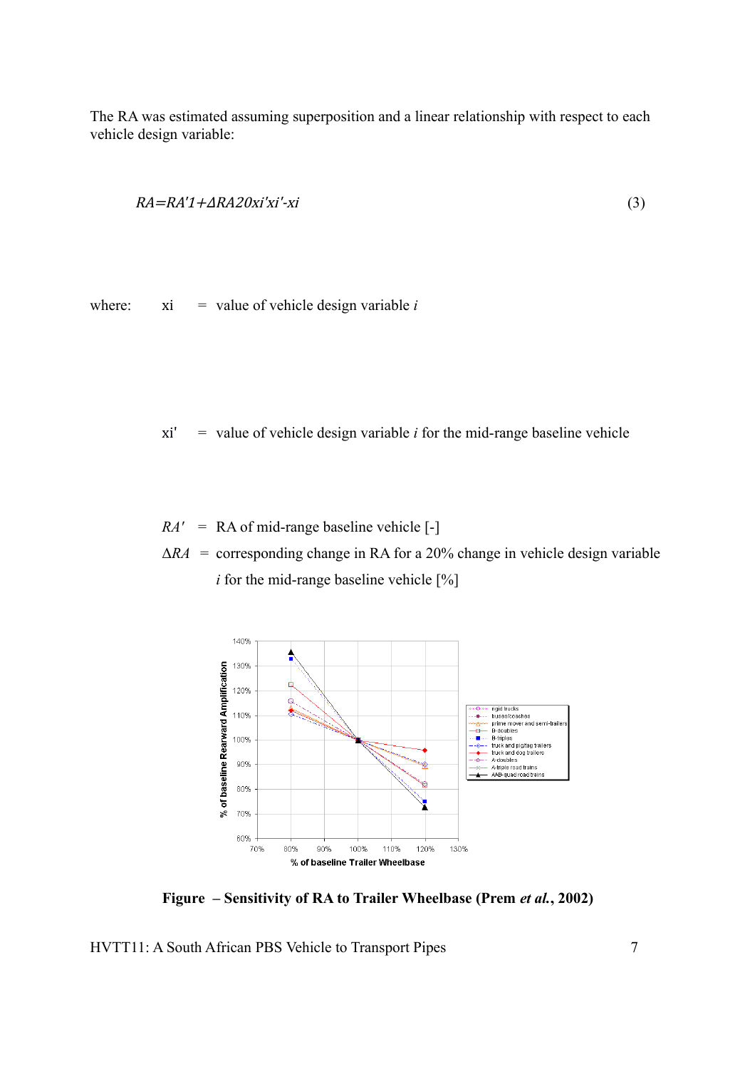The RA was estimated assuming superposition and a linear relationship with respect to each vehicle design variable:

$$RA = RA'\left(1 + \frac{\Delta RA}{20}\,\frac{x_i'}{x_i' - x_i}\right) \tag{3}$$

where: $x_i$ = value of vehicle design variable $i$

$x_i'$ = value of vehicle design variable $i$ for the mid-range baseline vehicle

$RA'$ = RA of mid-range baseline vehicle [-]

$\Delta RA$ = corresponding change in RA for a 20% change in vehicle design variable $i$ for the mid-range baseline vehicle [%]

**Figure – Sensitivity of RA to Trailer Wheelbase (Prem *et al.*, 2002)**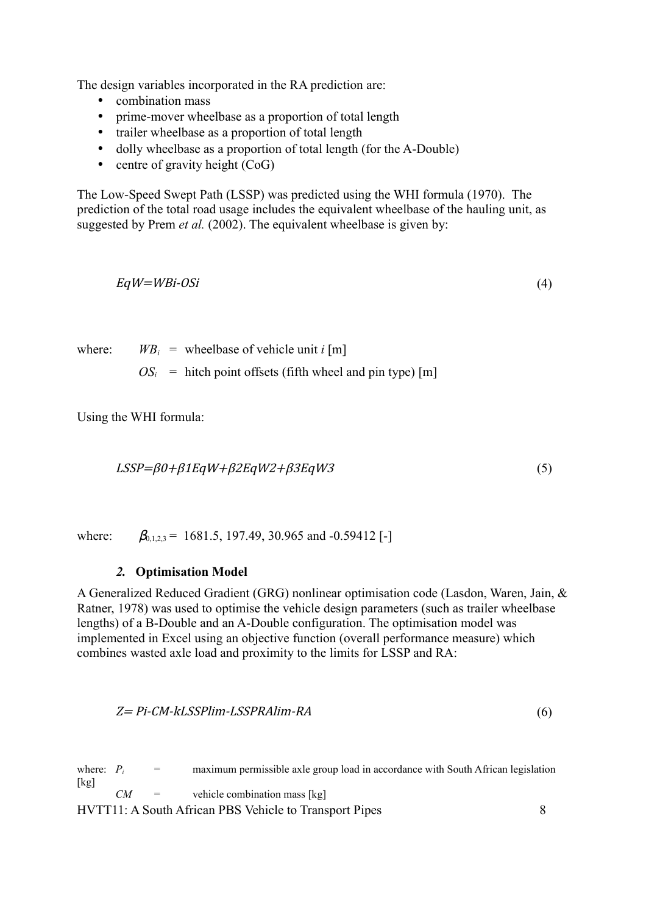The design variables incorporated in the RA prediction are:

- combination mass
- prime-mover wheelbase as a proportion of total length
- trailer wheelbase as a proportion of total length
- dolly wheelbase as a proportion of total length (for the A-Double)
- centre of gravity height (CoG)

The Low-Speed Swept Path (LSSP) was predicted using the WHI formula (1970). The prediction of the total road usage includes the equivalent wheelbase of the hauling unit, as suggested by Prem *et al.* (2002). The equivalent wheelbase is given by:

$$EqW=WBi-OSi \tag{4}$$

where: $WB_i$ = wheelbase of vehicle unit $i$ [m]

$OS_i$ = hitch point offsets (fifth wheel and pin type) [m]

Using the WHI formula:

$$LSSP=\beta 0+\beta 1EqW+\beta 2EqW2+\beta 3EqW3 \tag{5}$$

where: $\beta_{0,1,2,3}$ = 1681.5, 197.49, 30.965 and -0.59412 [-]

### *2.* Optimisation Model

A Generalized Reduced Gradient (GRG) nonlinear optimisation code (Lasdon, Waren, Jain, & Ratner, 1978) was used to optimise the vehicle design parameters (such as trailer wheelbase lengths) of a B-Double and an A-Double configuration. The optimisation model was implemented in Excel using an objective function (overall performance measure) which combines wasted axle load and proximity to the limits for LSSP and RA:

$$Z= Pi-CM-kLSSPlim-LSSPRAlim-RA \tag{6}$$

where: $P_i$ = maximum permissible axle group load in accordance with South African legislation [kg]

$CM$ = vehicle combination mass [kg]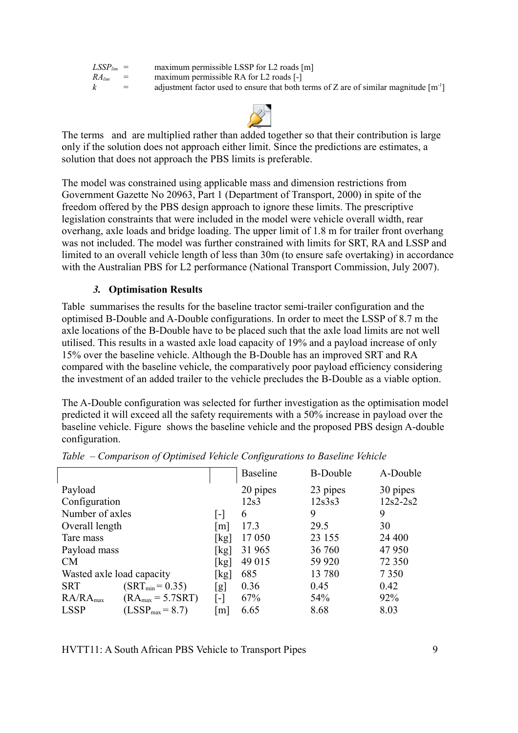| | | |
|---|---|---|
| $LSSP_{lim}$ | = | maximum permissible LSSP for L2 roads [m] |
| $RA_{lim}$ | = | maximum permissible RA for L2 roads [-] |
| $k$ | = | adjustment factor used to ensure that both terms of Z are of similar magnitude [$m^{-1}$] |

The terms and are multiplied rather than added together so that their contribution is large only if the solution does not approach either limit. Since the predictions are estimates, a solution that does not approach the PBS limits is preferable.

The model was constrained using applicable mass and dimension restrictions from Government Gazette No 20963, Part 1 (Department of Transport, 2000) in spite of the freedom offered by the PBS design approach to ignore these limits. The prescriptive legislation constraints that were included in the model were vehicle overall width, rear overhang, axle loads and bridge loading. The upper limit of 1.8 m for trailer front overhang was not included. The model was further constrained with limits for SRT, RA and LSSP and limited to an overall vehicle length of less than 30m (to ensure safe overtaking) in accordance with the Australian PBS for L2 performance (National Transport Commission, July 2007).

### *3.* Optimisation Results

Table summarises the results for the baseline tractor semi-trailer configuration and the optimised B-Double and A-Double configurations. In order to meet the LSSP of 8.7 m the axle locations of the B-Double have to be placed such that the axle load limits are not well utilised. This results in a wasted axle load capacity of 19% and a payload increase of only 15% over the baseline vehicle. Although the B-Double has an improved SRT and RA compared with the baseline vehicle, the comparatively poor payload efficiency considering the investment of an added trailer to the vehicle precludes the B-Double as a viable option.

The A-Double configuration was selected for further investigation as the optimisation model predicted it will exceed all the safety requirements with a 50% increase in payload over the baseline vehicle. Figure shows the baseline vehicle and the proposed PBS design A-double configuration.

*Table – Comparison of Optimised Vehicle Configurations to Baseline Vehicle*

| | | | Baseline | B-Double | A-Double |
|---|---|---|---|---|---|
| Payload | | | 20 pipes | 23 pipes | 30 pipes |
| Configuration | | | 12s3 | 12s3s3 | 12s2-2s2 |
| Number of axles | | [-] | 6 | 9 | 9 |
| Overall length | | [m] | 17.3 | 29.5 | 30 |
| Tare mass | | [kg] | 17 050 | 23 155 | 24 400 |
| Payload mass | | [kg] | 31 965 | 36 760 | 47 950 |
| CM | | [kg] | 49 015 | 59 920 | 72 350 |
| Wasted axle load capacity | | [kg] | 685 | 13 780 | 7 350 |
| SRT | ($SRT_{min} = 0.35$) | [g] | 0.36 | 0.45 | 0.42 |
| $RA/RA_{max}$ | ($RA_{max} = 5.7SRT$) | [-] | 67% | 54% | 92% |
| LSSP | ($LSSP_{max} = 8.7$) | [m] | 6.65 | 8.68 | 8.03 |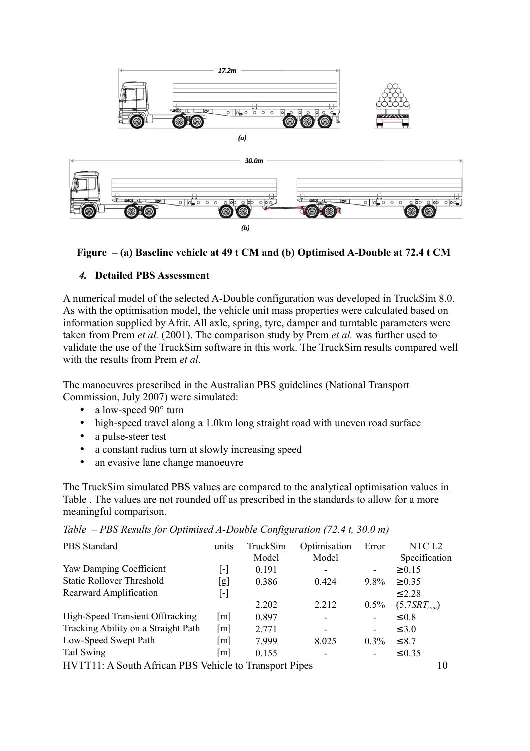Figure – (a) Baseline vehicle at 49 t CM and (b) Optimised A-Double at 72.4 t CM

### *4.* Detailed PBS Assessment

A numerical model of the selected A-Double configuration was developed in TruckSim 8.0. As with the optimisation model, the vehicle unit mass properties were calculated based on information supplied by Afrit. All axle, spring, tyre, damper and turntable parameters were taken from Prem *et al.* (2001). The comparison study by Prem *et al.* was further used to validate the use of the TruckSim software in this work. The TruckSim results compared well with the results from Prem *et al*.

The manoeuvres prescribed in the Australian PBS guidelines (National Transport Commission, July 2007) were simulated:

- a low-speed 90° turn
- high-speed travel along a 1.0km long straight road with uneven road surface
- a pulse-steer test
- a constant radius turn at slowly increasing speed
- an evasive lane change manoeuvre

The TruckSim simulated PBS values are compared to the analytical optimisation values in Table . The values are not rounded off as prescribed in the standards to allow for a more meaningful comparison.

*Table – PBS Results for Optimised A-Double Configuration (72.4 t, 30.0 m)*

| PBS Standard | units | TruckSim Model | Optimisation Model | Error | NTC L2 Specification |
|---|---|---|---|---|---|
| Yaw Damping Coefficient | [-] | 0.191 | - | - | ≥0.15 |
| Static Rollover Threshold | [g] | 0.386 | 0.424 | 9.8% | ≥0.35 |
| Rearward Amplification | [-] | 2.202 | 2.212 | 0.5% | ≤2.28 ($5.7SRT_{rrcu}$) |
| High-Speed Transient Offtracking | [m] | 0.897 | - | - | ≤0.8 |
| Tracking Ability on a Straight Path | [m] | 2.771 | - | - | ≤3.0 |
| Low-Speed Swept Path | [m] | 7.999 | 8.025 | 0.3% | ≤8.7 |
| Tail Swing | [m] | 0.155 | - | - | ≤0.35 |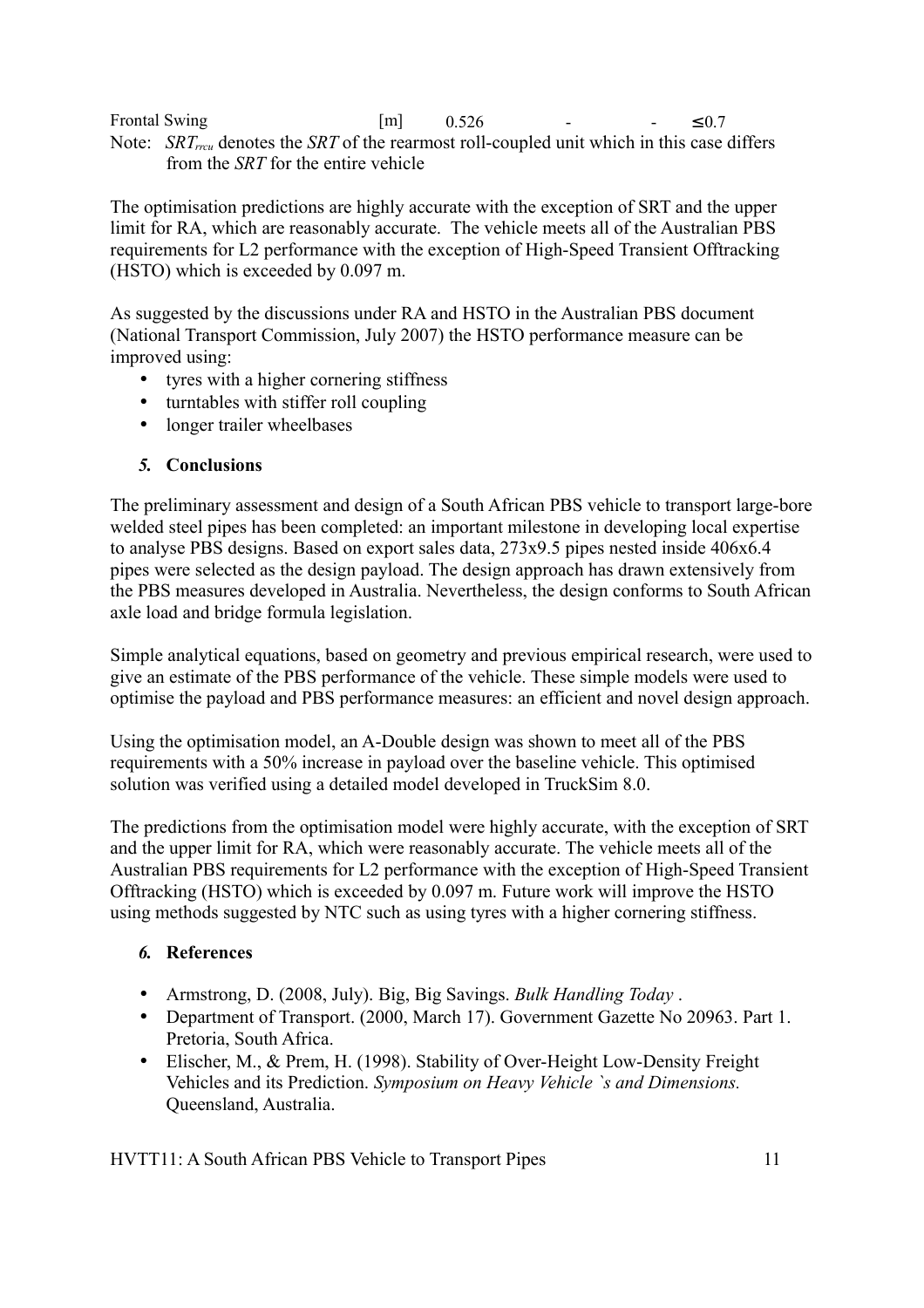| Frontal Swing | [m] | 0.526 | - | - | ≤ 0.7 |
|---|---|---|---|---|---|

Note: $SRT_{rrcu}$ denotes the *SRT* of the rearmost roll-coupled unit which in this case differs from the *SRT* for the entire vehicle

The optimisation predictions are highly accurate with the exception of SRT and the upper limit for RA, which are reasonably accurate. The vehicle meets all of the Australian PBS requirements for L2 performance with the exception of High-Speed Transient Offtracking (HSTO) which is exceeded by 0.097 m.

As suggested by the discussions under RA and HSTO in the Australian PBS document (National Transport Commission, July 2007) the HSTO performance measure can be improved using:

- tyres with a higher cornering stiffness
- turntables with stiffer roll coupling
- longer trailer wheelbases

## *5.* Conclusions

The preliminary assessment and design of a South African PBS vehicle to transport large-bore welded steel pipes has been completed: an important milestone in developing local expertise to analyse PBS designs. Based on export sales data, 273x9.5 pipes nested inside 406x6.4 pipes were selected as the design payload. The design approach has drawn extensively from the PBS measures developed in Australia. Nevertheless, the design conforms to South African axle load and bridge formula legislation.

Simple analytical equations, based on geometry and previous empirical research, were used to give an estimate of the PBS performance of the vehicle. These simple models were used to optimise the payload and PBS performance measures: an efficient and novel design approach.

Using the optimisation model, an A-Double design was shown to meet all of the PBS requirements with a 50% increase in payload over the baseline vehicle. This optimised solution was verified using a detailed model developed in TruckSim 8.0.

The predictions from the optimisation model were highly accurate, with the exception of SRT and the upper limit for RA, which were reasonably accurate. The vehicle meets all of the Australian PBS requirements for L2 performance with the exception of High-Speed Transient Offtracking (HSTO) which is exceeded by 0.097 m. Future work will improve the HSTO using methods suggested by NTC such as using tyres with a higher cornering stiffness.

## *6.* References

- Armstrong, D. (2008, July). Big, Big Savings. *Bulk Handling Today* .
- Department of Transport. (2000, March 17). Government Gazette No 20963. Part 1. Pretoria, South Africa.
- Elischer, M., & Prem, H. (1998). Stability of Over-Height Low-Density Freight Vehicles and its Prediction. *Symposium on Heavy Vehicle `s and Dimensions.* Queensland, Australia.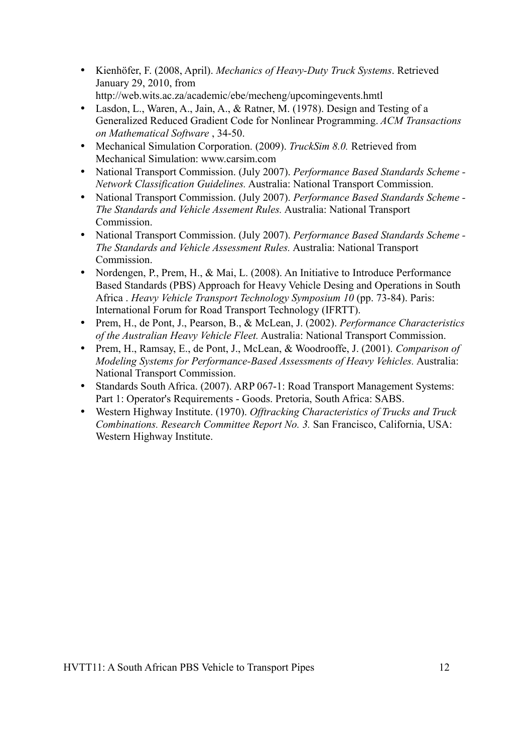- Kienhöfer, F. (2008, April). *Mechanics of Heavy-Duty Truck Systems*. Retrieved January 29, 2010, from http://web.wits.ac.za/academic/ebe/mecheng/upcomingevents.hmtl
- Lasdon, L., Waren, A., Jain, A., & Ratner, M. (1978). Design and Testing of a Generalized Reduced Gradient Code for Nonlinear Programming. *ACM Transactions on Mathematical Software* , 34-50.
- Mechanical Simulation Corporation. (2009). *TruckSim 8.0.* Retrieved from Mechanical Simulation: www.carsim.com
- National Transport Commission. (July 2007). *Performance Based Standards Scheme - Network Classification Guidelines.* Australia: National Transport Commission.
- National Transport Commission. (July 2007). *Performance Based Standards Scheme - The Standards and Vehicle Assement Rules.* Australia: National Transport Commission.
- National Transport Commission. (July 2007). *Performance Based Standards Scheme - The Standards and Vehicle Assessment Rules.* Australia: National Transport Commission.
- Nordengen, P., Prem, H., & Mai, L. (2008). An Initiative to Introduce Performance Based Standards (PBS) Approach for Heavy Vehicle Desing and Operations in South Africa . *Heavy Vehicle Transport Technology Symposium 10* (pp. 73-84). Paris: International Forum for Road Transport Technology (IFRTT).
- Prem, H., de Pont, J., Pearson, B., & McLean, J. (2002). *Performance Characteristics of the Australian Heavy Vehicle Fleet.* Australia: National Transport Commission.
- Prem, H., Ramsay, E., de Pont, J., McLean, & Woodrooffe, J. (2001). *Comparison of Modeling Systems for Performance-Based Assessments of Heavy Vehicles.* Australia: National Transport Commission.
- Standards South Africa. (2007). ARP 067-1: Road Transport Management Systems: Part 1: Operator's Requirements - Goods. Pretoria, South Africa: SABS.
- Western Highway Institute. (1970). *Offtracking Characteristics of Trucks and Truck Combinations. Research Committee Report No. 3.* San Francisco, California, USA: Western Highway Institute.